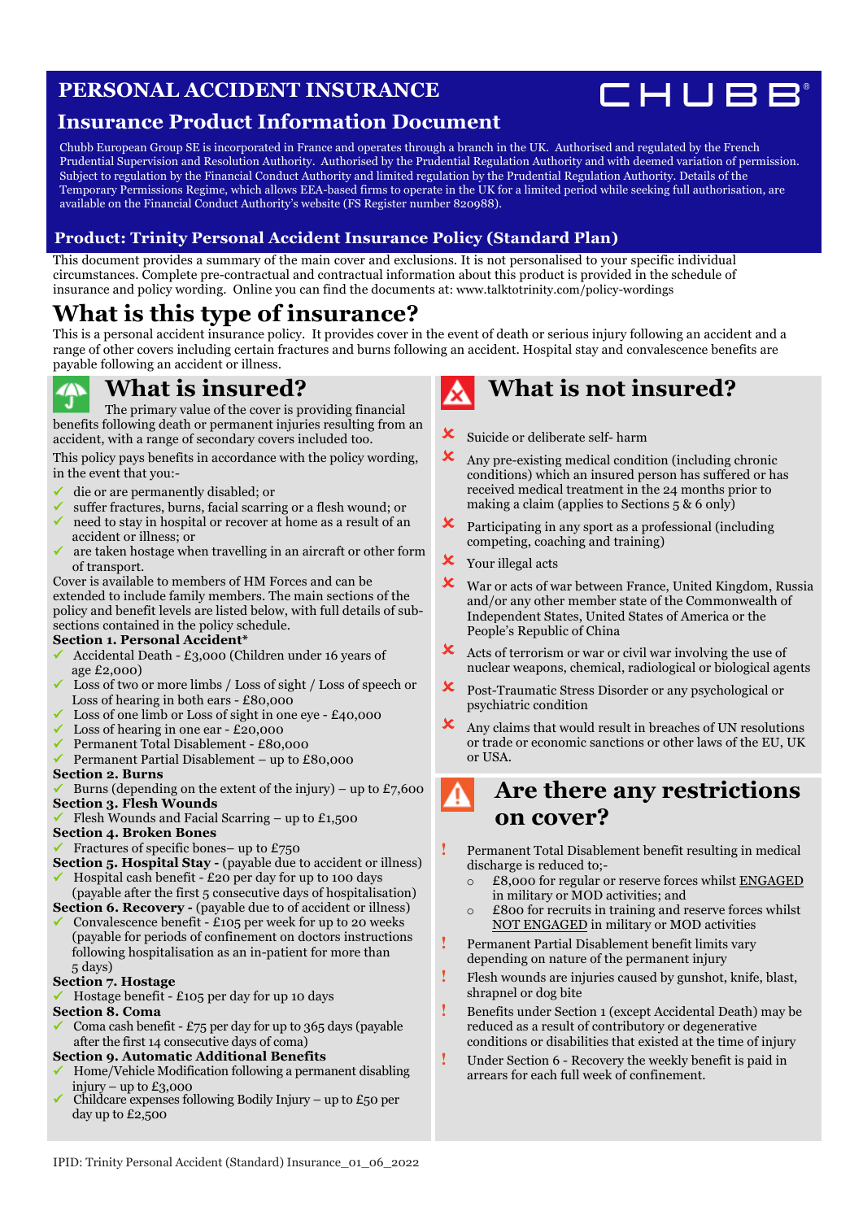# PERSONAL ACCIDENT INSURANCE

## Insurance Product Information Document

CHUBB®

Chubb European Group SE is incorporated in France and operates through a branch in the UK. Authorised and regulated by the French Prudential Supervision and Resolution Authority. Authorised by the Prudential Regulation Authority and with deemed variation of permission. Subject to regulation by the Financial Conduct Authority and limited regulation by the Prudential Regulation Authority. Details of the Temporary Permissions Regime, which allows EEA-based firms to operate in the UK for a limited period while seeking full authorisation, are available on the Financial Conduct Authority's website (FS Register number 820988).

### Product: Trinity Personal Accident Insurance Policy (Standard Plan)

This document provides a summary of the main cover and exclusions. It is not personalised to your specific individual circumstances. Complete pre-contractual and contractual information about this product is provided in the schedule of insurance and policy wording. Online you can find the documents at: www.talktotrinity.com/policy-wordings

## What is this type of insurance?

This is a personal accident insurance policy. It provides cover in the event of death or serious injury following an accident and a range of other covers including certain fractures and burns following an accident. Hospital stay and convalescence benefits are payable following an accident or illness.

## What is insured?

The primary value of the cover is providing financial benefits following death or permanent injuries resulting from an accident, with a range of secondary covers included too.

This policy pays benefits in accordance with the policy wording, in the event that you:-

- ✓ die or are permanently disabled; or
- ✓ suffer fractures, burns, facial scarring or a flesh wound; or
- ✓ need to stay in hospital or recover at home as a result of an accident or illness; or
- ✓ are taken hostage when travelling in an aircraft or other form of transport.

Cover is available to members of HM Forces and can be extended to include family members. The main sections of the policy and benefit levels are listed below, with full details of sub-sections contained in the policy schedule.

**Section 1. Personal Accident***

- ✓ Accidental Death - £3,000 (Children under 16 years of age £2,000)
- ✓ Loss of two or more limbs / Loss of sight / Loss of speech or Loss of hearing in both ears - £80,000
- ✓ Loss of one limb or Loss of sight in one eye - £40,000
- ✓ Loss of hearing in one ear - £20,000
- ✓ Permanent Total Disablement - £80,000
- ✓ Permanent Partial Disablement – up to £80,000

**Section 2. Burns**

- ✓ Burns (depending on the extent of the injury) – up to £7,600

**Section 3. Flesh Wounds**

- ✓ Flesh Wounds and Facial Scarring – up to £1,500

**Section 4. Broken Bones**

- ✓ Fractures of specific bones– up to £750

**Section 5. Hospital Stay -** (payable due to accident or illness)

- ✓ Hospital cash benefit - £20 per day for up to 100 days (payable after the first 5 consecutive days of hospitalisation)

**Section 6. Recovery -** (payable due to of accident or illness)

- ✓ Convalescence benefit - £105 per week for up to 20 weeks (payable for periods of confinement on doctors instructions following hospitalisation as an in-patient for more than 5 days)

**Section 7. Hostage**

- ✓ Hostage benefit - £105 per day for up 10 days

**Section 8. Coma**

- ✓ Coma cash benefit - £75 per day for up to 365 days (payable after the first 14 consecutive days of coma)

**Section 9. Automatic Additional Benefits**

- ✓ Home/Vehicle Modification following a permanent disabling injury – up to £3,000
- ✓ Childcare expenses following Bodily Injury – up to £50 per day up to £2,500

## What is not insured?

- ✗ Suicide or deliberate self- harm
- ✗ Any pre-existing medical condition (including chronic conditions) which an insured person has suffered or has received medical treatment in the 24 months prior to making a claim (applies to Sections 5 & 6 only)
- ✗ Participating in any sport as a professional (including competing, coaching and training)
- ✗ Your illegal acts
- ✗ War or acts of war between France, United Kingdom, Russia and/or any other member state of the Commonwealth of Independent States, United States of America or the People's Republic of China
- ✗ Acts of terrorism or war or civil war involving the use of nuclear weapons, chemical, radiological or biological agents
- ✗ Post-Traumatic Stress Disorder or any psychological or psychiatric condition
- ✗ Any claims that would result in breaches of UN resolutions or trade or economic sanctions or other laws of the EU, UK or USA.

## Are there any restrictions on cover?

- ! Permanent Total Disablement benefit resulting in medical discharge is reduced to;-
  - £8,000 for regular or reserve forces whilst ENGAGED in military or MOD activities; and
  - £800 for recruits in training and reserve forces whilst NOT ENGAGED in military or MOD activities
- ! Permanent Partial Disablement benefit limits vary depending on nature of the permanent injury
- ! Flesh wounds are injuries caused by gunshot, knife, blast, shrapnel or dog bite
- ! Benefits under Section 1 (except Accidental Death) may be reduced as a result of contributory or degenerative conditions or disabilities that existed at the time of injury
- ! Under Section 6 - Recovery the weekly benefit is paid in arrears for each full week of confinement.

IPID: Trinity Personal Accident (Standard) Insurance_01_06_2022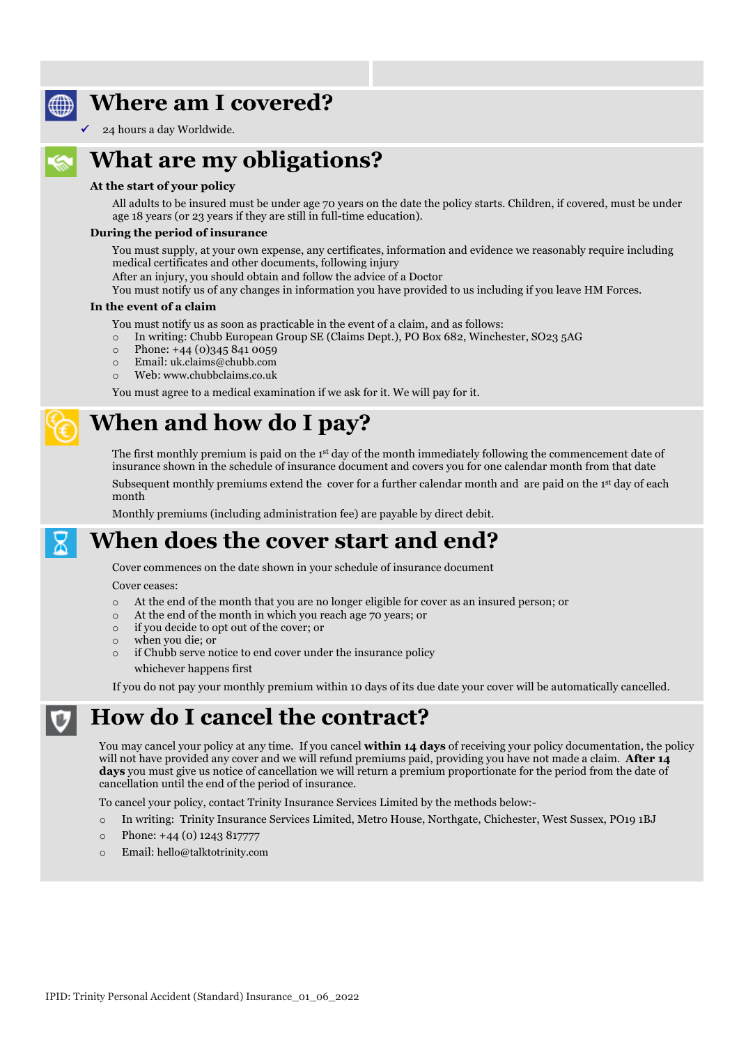## Where am I covered?

- ✓ 24 hours a day Worldwide.

## What are my obligations?

**At the start of your policy**

All adults to be insured must be under age 70 years on the date the policy starts. Children, if covered, must be under age 18 years (or 23 years if they are still in full-time education).

**During the period of insurance**

You must supply, at your own expense, any certificates, information and evidence we reasonably require including medical certificates and other documents, following injury

After an injury, you should obtain and follow the advice of a Doctor

You must notify us of any changes in information you have provided to us including if you leave HM Forces.

**In the event of a claim**

You must notify us as soon as practicable in the event of a claim, and as follows:

- In writing: Chubb European Group SE (Claims Dept.), PO Box 682, Winchester, SO23 5AG
- Phone: +44 (0)345 841 0059
- Email: uk.claims@chubb.com
- Web: www.chubbclaims.co.uk

You must agree to a medical examination if we ask for it. We will pay for it.

## When and how do I pay?

The first monthly premium is paid on the 1st day of the month immediately following the commencement date of insurance shown in the schedule of insurance document and covers you for one calendar month from that date

Subsequent monthly premiums extend the cover for a further calendar month and are paid on the 1st day of each month

Monthly premiums (including administration fee) are payable by direct debit.

## When does the cover start and end?

Cover commences on the date shown in your schedule of insurance document

Cover ceases:

- At the end of the month that you are no longer eligible for cover as an insured person; or
- At the end of the month in which you reach age 70 years; or
- if you decide to opt out of the cover; or
- when you die; or
- if Chubb serve notice to end cover under the insurance policy

  whichever happens first

If you do not pay your monthly premium within 10 days of its due date your cover will be automatically cancelled.

## How do I cancel the contract?

You may cancel your policy at any time. If you cancel **within 14 days** of receiving your policy documentation, the policy will not have provided any cover and we will refund premiums paid, providing you have not made a claim. **After 14 days** you must give us notice of cancellation we will return a premium proportionate for the period from the date of cancellation until the end of the period of insurance.

To cancel your policy, contact Trinity Insurance Services Limited by the methods below:-

- In writing: Trinity Insurance Services Limited, Metro House, Northgate, Chichester, West Sussex, PO19 1BJ
- Phone: +44 (0) 1243 817777
- Email: hello@talktotrinity.com

IPID: Trinity Personal Accident (Standard) Insurance_01_06_2022